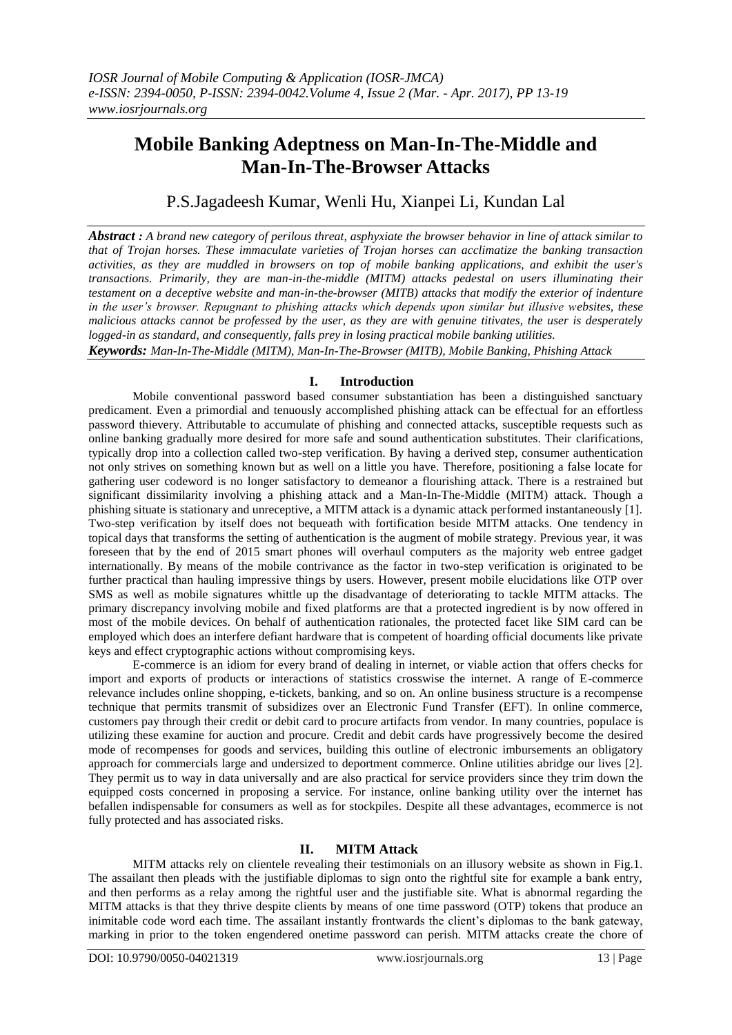# Mobile Banking Adeptness on Man-In-The-Middle and Man-In-The-Browser Attacks

P.S.Jagadeesh Kumar, Wenli Hu, Xianpei Li, Kundan Lal

***Abstract :** A brand new category of perilous threat, asphyxiate the browser behavior in line of attack similar to that of Trojan horses. These immaculate varieties of Trojan horses can acclimatize the banking transaction activities, as they are muddled in browsers on top of mobile banking applications, and exhibit the user's transactions. Primarily, they are man-in-the-middle (MITM) attacks pedestal on users illuminating their testament on a deceptive website and man-in-the-browser (MITB) attacks that modify the exterior of indenture in the user's browser. Repugnant to phishing attacks which depends upon similar but illusive websites, these malicious attacks cannot be professed by the user, as they are with genuine titivates, the user is desperately logged-in as standard, and consequently, falls prey in losing practical mobile banking utilities.*

***Keywords:** Man-In-The-Middle (MITM), Man-In-The-Browser (MITB), Mobile Banking, Phishing Attack*

## I. Introduction

Mobile conventional password based consumer substantiation has been a distinguished sanctuary predicament. Even a primordial and tenuously accomplished phishing attack can be effectual for an effortless password thievery. Attributable to accumulate of phishing and connected attacks, susceptible requests such as online banking gradually more desired for more safe and sound authentication substitutes. Their clarifications, typically drop into a collection called two-step verification. By having a derived step, consumer authentication not only strives on something known but as well on a little you have. Therefore, positioning a false locate for gathering user codeword is no longer satisfactory to demeanor a flourishing attack. There is a restrained but significant dissimilarity involving a phishing attack and a Man-In-The-Middle (MITM) attack. Though a phishing situate is stationary and unreceptive, a MITM attack is a dynamic attack performed instantaneously [1]. Two-step verification by itself does not bequeath with fortification beside MITM attacks. One tendency in topical days that transforms the setting of authentication is the augment of mobile strategy. Previous year, it was foreseen that by the end of 2015 smart phones will overhaul computers as the majority web entree gadget internationally. By means of the mobile contrivance as the factor in two-step verification is originated to be further practical than hauling impressive things by users. However, present mobile elucidations like OTP over SMS as well as mobile signatures whittle up the disadvantage of deteriorating to tackle MITM attacks. The primary discrepancy involving mobile and fixed platforms are that a protected ingredient is by now offered in most of the mobile devices. On behalf of authentication rationales, the protected facet like SIM card can be employed which does an interfere defiant hardware that is competent of hoarding official documents like private keys and effect cryptographic actions without compromising keys.

E-commerce is an idiom for every brand of dealing in internet, or viable action that offers checks for import and exports of products or interactions of statistics crosswise the internet. A range of E-commerce relevance includes online shopping, e-tickets, banking, and so on. An online business structure is a recompense technique that permits transmit of subsidizes over an Electronic Fund Transfer (EFT). In online commerce, customers pay through their credit or debit card to procure artifacts from vendor. In many countries, populace is utilizing these examine for auction and procure. Credit and debit cards have progressively become the desired mode of recompenses for goods and services, building this outline of electronic imbursements an obligatory approach for commercials large and undersized to deportment commerce. Online utilities abridge our lives [2]. They permit us to way in data universally and are also practical for service providers since they trim down the equipped costs concerned in proposing a service. For instance, online banking utility over the internet has befallen indispensable for consumers as well as for stockpiles. Despite all these advantages, ecommerce is not fully protected and has associated risks.

## II. MITM Attack

MITM attacks rely on clientele revealing their testimonials on an illusory website as shown in Fig.1. The assailant then pleads with the justifiable diplomas to sign onto the rightful site for example a bank entry, and then performs as a relay among the rightful user and the justifiable site. What is abnormal regarding the MITM attacks is that they thrive despite clients by means of one time password (OTP) tokens that produce an inimitable code word each time. The assailant instantly frontwards the client's diplomas to the bank gateway, marking in prior to the token engendered onetime password can perish. MITM attacks create the chore of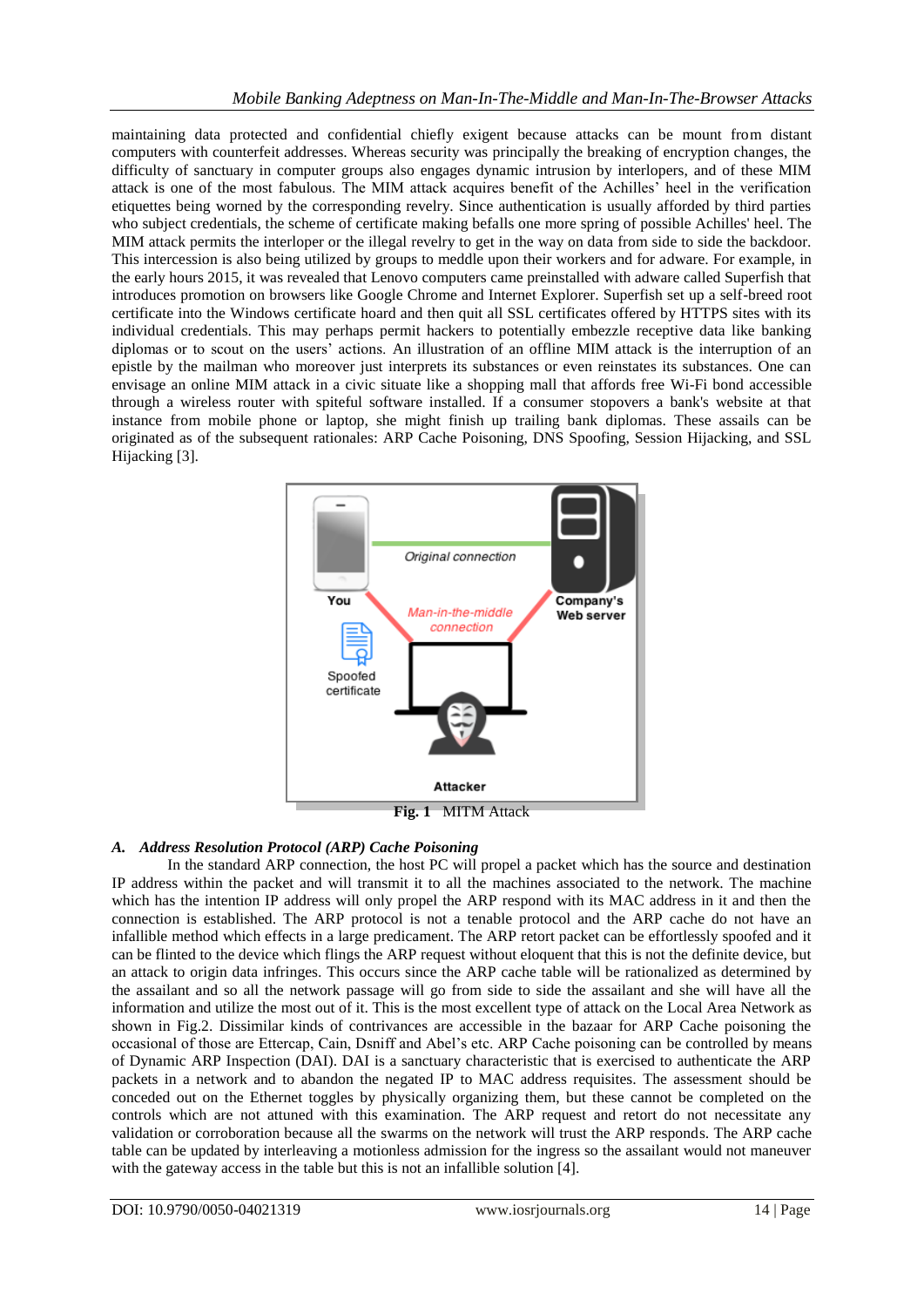maintaining data protected and confidential chiefly exigent because attacks can be mount from distant computers with counterfeit addresses. Whereas security was principally the breaking of encryption changes, the difficulty of sanctuary in computer groups also engages dynamic intrusion by interlopers, and of these MIM attack is one of the most fabulous. The MIM attack acquires benefit of the Achilles' heel in the verification etiquettes being worned by the corresponding revelry. Since authentication is usually afforded by third parties who subject credentials, the scheme of certificate making befalls one more spring of possible Achilles' heel. The MIM attack permits the interloper or the illegal revelry to get in the way on data from side to side the backdoor. This intercession is also being utilized by groups to meddle upon their workers and for adware. For example, in the early hours 2015, it was revealed that Lenovo computers came preinstalled with adware called Superfish that introduces promotion on browsers like Google Chrome and Internet Explorer. Superfish set up a self-breed root certificate into the Windows certificate hoard and then quit all SSL certificates offered by HTTPS sites with its individual credentials. This may perhaps permit hackers to potentially embezzle receptive data like banking diplomas or to scout on the users' actions. An illustration of an offline MIM attack is the interruption of an epistle by the mailman who moreover just interprets its substances or even reinstates its substances. One can envisage an online MIM attack in a civic situate like a shopping mall that affords free Wi-Fi bond accessible through a wireless router with spiteful software installed. If a consumer stopovers a bank's website at that instance from mobile phone or laptop, she might finish up trailing bank diplomas. These assails can be originated as of the subsequent rationales: ARP Cache Poisoning, DNS Spoofing, Session Hijacking, and SSL Hijacking [3].

**Fig. 1** MITM Attack

### *A. Address Resolution Protocol (ARP) Cache Poisoning*

In the standard ARP connection, the host PC will propel a packet which has the source and destination IP address within the packet and will transmit it to all the machines associated to the network. The machine which has the intention IP address will only propel the ARP respond with its MAC address in it and then the connection is established. The ARP protocol is not a tenable protocol and the ARP cache do not have an infallible method which effects in a large predicament. The ARP retort packet can be effortlessly spoofed and it can be flinted to the device which flings the ARP request without eloquent that this is not the definite device, but an attack to origin data infringes. This occurs since the ARP cache table will be rationalized as determined by the assailant and so all the network passage will go from side to side the assailant and she will have all the information and utilize the most out of it. This is the most excellent type of attack on the Local Area Network as shown in Fig.2. Dissimilar kinds of contrivances are accessible in the bazaar for ARP Cache poisoning the occasional of those are Ettercap, Cain, Dsniff and Abel's etc. ARP Cache poisoning can be controlled by means of Dynamic ARP Inspection (DAI). DAI is a sanctuary characteristic that is exercised to authenticate the ARP packets in a network and to abandon the negated IP to MAC address requisites. The assessment should be conceded out on the Ethernet toggles by physically organizing them, but these cannot be completed on the controls which are not attuned with this examination. The ARP request and retort do not necessitate any validation or corroboration because all the swarms on the network will trust the ARP responds. The ARP cache table can be updated by interleaving a motionless admission for the ingress so the assailant would not maneuver with the gateway access in the table but this is not an infallible solution [4].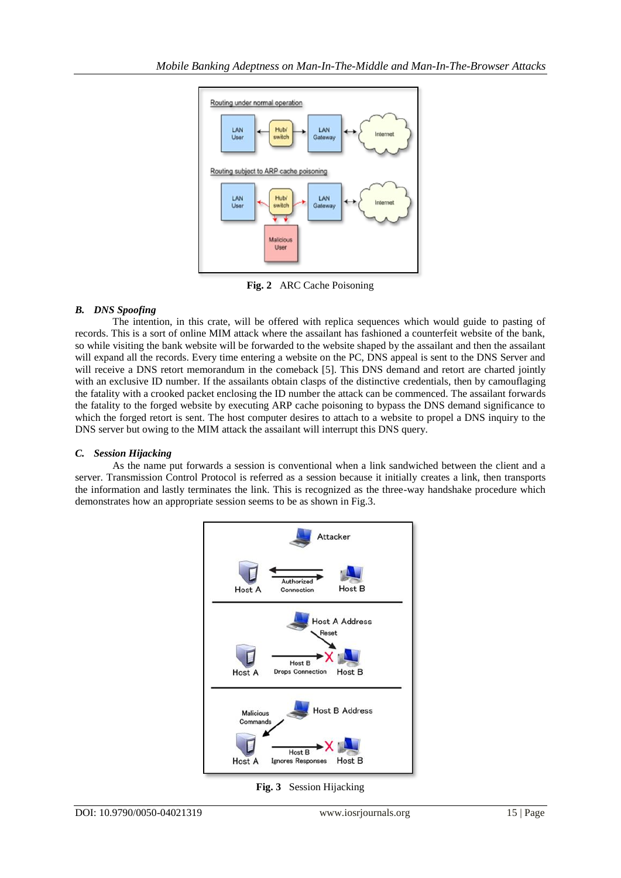**Fig. 2** ARC Cache Poisoning

### *B. DNS Spoofing*

The intention, in this crate, will be offered with replica sequences which would guide to pasting of records. This is a sort of online MIM attack where the assailant has fashioned a counterfeit website of the bank, so while visiting the bank website will be forwarded to the website shaped by the assailant and then the assailant will expand all the records. Every time entering a website on the PC, DNS appeal is sent to the DNS Server and will receive a DNS retort memorandum in the comeback [5]. This DNS demand and retort are charted jointly with an exclusive ID number. If the assailants obtain clasps of the distinctive credentials, then by camouflaging the fatality with a crooked packet enclosing the ID number the attack can be commenced. The assailant forwards the fatality to the forged website by executing ARP cache poisoning to bypass the DNS demand significance to which the forged retort is sent. The host computer desires to attach to a website to propel a DNS inquiry to the DNS server but owing to the MIM attack the assailant will interrupt this DNS query.

### *C. Session Hijacking*

As the name put forwards a session is conventional when a link sandwiched between the client and a server. Transmission Control Protocol is referred as a session because it initially creates a link, then transports the information and lastly terminates the link. This is recognized as the three-way handshake procedure which demonstrates how an appropriate session seems to be as shown in Fig.3.

**Fig. 3** Session Hijacking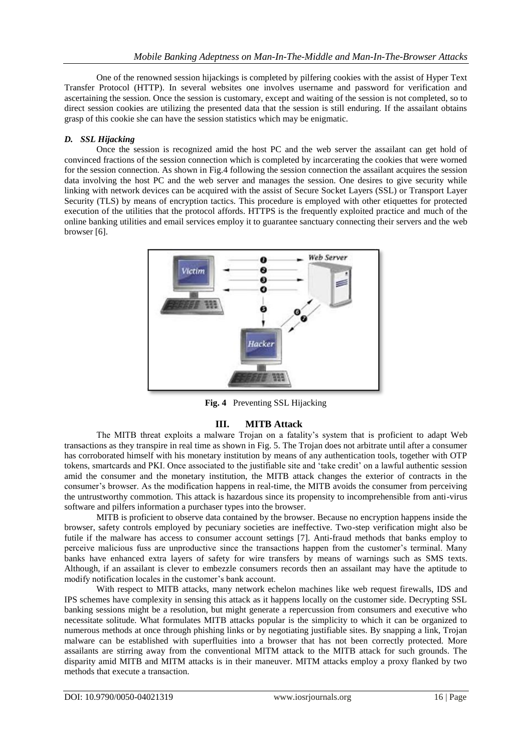One of the renowned session hijackings is completed by pilfering cookies with the assist of Hyper Text Transfer Protocol (HTTP). In several websites one involves username and password for verification and ascertaining the session. Once the session is customary, except and waiting of the session is not completed, so to direct session cookies are utilizing the presented data that the session is still enduring. If the assailant obtains grasp of this cookie she can have the session statistics which may be enigmatic.

### *D. SSL Hijacking*

Once the session is recognized amid the host PC and the web server the assailant can get hold of convinced fractions of the session connection which is completed by incarcerating the cookies that were worned for the session connection. As shown in Fig.4 following the session connection the assailant acquires the session data involving the host PC and the web server and manages the session. One desires to give security while linking with network devices can be acquired with the assist of Secure Socket Layers (SSL) or Transport Layer Security (TLS) by means of encryption tactics. This procedure is employed with other etiquettes for protected execution of the utilities that the protocol affords. HTTPS is the frequently exploited practice and much of the online banking utilities and email services employ it to guarantee sanctuary connecting their servers and the web browser [6].

**Fig. 4** Preventing SSL Hijacking

## III. MITB Attack

The MITB threat exploits a malware Trojan on a fatality's system that is proficient to adapt Web transactions as they transpire in real time as shown in Fig. 5. The Trojan does not arbitrate until after a consumer has corroborated himself with his monetary institution by means of any authentication tools, together with OTP tokens, smartcards and PKI. Once associated to the justifiable site and 'take credit' on a lawful authentic session amid the consumer and the monetary institution, the MITB attack changes the exterior of contracts in the consumer's browser. As the modification happens in real-time, the MITB avoids the consumer from perceiving the untrustworthy commotion. This attack is hazardous since its propensity to incomprehensible from anti-virus software and pilfers information a purchaser types into the browser.

MITB is proficient to observe data contained by the browser. Because no encryption happens inside the browser, safety controls employed by pecuniary societies are ineffective. Two-step verification might also be futile if the malware has access to consumer account settings [7]. Anti-fraud methods that banks employ to perceive malicious fuss are unproductive since the transactions happen from the customer's terminal. Many banks have enhanced extra layers of safety for wire transfers by means of warnings such as SMS texts. Although, if an assailant is clever to embezzle consumers records then an assailant may have the aptitude to modify notification locales in the customer's bank account.

With respect to MITB attacks, many network echelon machines like web request firewalls, IDS and IPS schemes have complexity in sensing this attack as it happens locally on the customer side. Decrypting SSL banking sessions might be a resolution, but might generate a repercussion from consumers and executive who necessitate solitude. What formulates MITB attacks popular is the simplicity to which it can be organized to numerous methods at once through phishing links or by negotiating justifiable sites. By snapping a link, Trojan malware can be established with superfluities into a browser that has not been correctly protected. More assailants are stirring away from the conventional MITM attack to the MITB attack for such grounds. The disparity amid MITB and MITM attacks is in their maneuver. MITM attacks employ a proxy flanked by two methods that execute a transaction.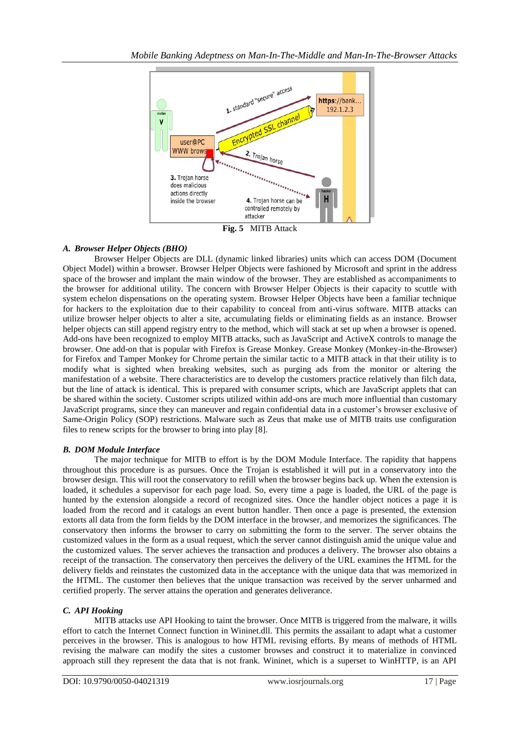**Fig. 5** MITB Attack

### *A. Browser Helper Objects (BHO)*

Browser Helper Objects are DLL (dynamic linked libraries) units which can access DOM (Document Object Model) within a browser. Browser Helper Objects were fashioned by Microsoft and sprint in the address space of the browser and implant the main window of the browser. They are established as accompaniments to the browser for additional utility. The concern with Browser Helper Objects is their capacity to scuttle with system echelon dispensations on the operating system. Browser Helper Objects have been a familiar technique for hackers to the exploitation due to their capability to conceal from anti-virus software. MITB attacks can utilize browser helper objects to alter a site, accumulating fields or eliminating fields as an instance. Browser helper objects can still append registry entry to the method, which will stack at set up when a browser is opened. Add-ons have been recognized to employ MITB attacks, such as JavaScript and ActiveX controls to manage the browser. One add-on that is popular with Firefox is Grease Monkey. Grease Monkey (Monkey-in-the-Browser) for Firefox and Tamper Monkey for Chrome pertain the similar tactic to a MITB attack in that their utility is to modify what is sighted when breaking websites, such as purging ads from the monitor or altering the manifestation of a website. There characteristics are to develop the customers practice relatively than filch data, but the line of attack is identical. This is prepared with consumer scripts, which are JavaScript applets that can be shared within the society. Customer scripts utilized within add-ons are much more influential than customary JavaScript programs, since they can maneuver and regain confidential data in a customer's browser exclusive of Same-Origin Policy (SOP) restrictions. Malware such as Zeus that make use of MITB traits use configuration files to renew scripts for the browser to bring into play [8].

### *B. DOM Module Interface*

The major technique for MITB to effort is by the DOM Module Interface. The rapidity that happens throughout this procedure is as pursues. Once the Trojan is established it will put in a conservatory into the browser design. This will root the conservatory to refill when the browser begins back up. When the extension is loaded, it schedules a supervisor for each page load. So, every time a page is loaded, the URL of the page is hunted by the extension alongside a record of recognized sites. Once the handler object notices a page it is loaded from the record and it catalogs an event button handler. Then once a page is presented, the extension extorts all data from the form fields by the DOM interface in the browser, and memorizes the significances. The conservatory then informs the browser to carry on submitting the form to the server. The server obtains the customized values in the form as a usual request, which the server cannot distinguish amid the unique value and the customized values. The server achieves the transaction and produces a delivery. The browser also obtains a receipt of the transaction. The conservatory then perceives the delivery of the URL examines the HTML for the delivery fields and reinstates the customized data in the acceptance with the unique data that was memorized in the HTML. The customer then believes that the unique transaction was received by the server unharmed and certified properly. The server attains the operation and generates deliverance.

### *C. API Hooking*

MITB attacks use API Hooking to taint the browser. Once MITB is triggered from the malware, it wills effort to catch the Internet Connect function in Wininet.dll. This permits the assailant to adapt what a customer perceives in the browser. This is analogous to how HTML revising efforts. By means of methods of HTML revising the malware can modify the sites a customer browses and construct it to materialize in convinced approach still they represent the data that is not frank. Wininet, which is a superset to WinHTTP, is an API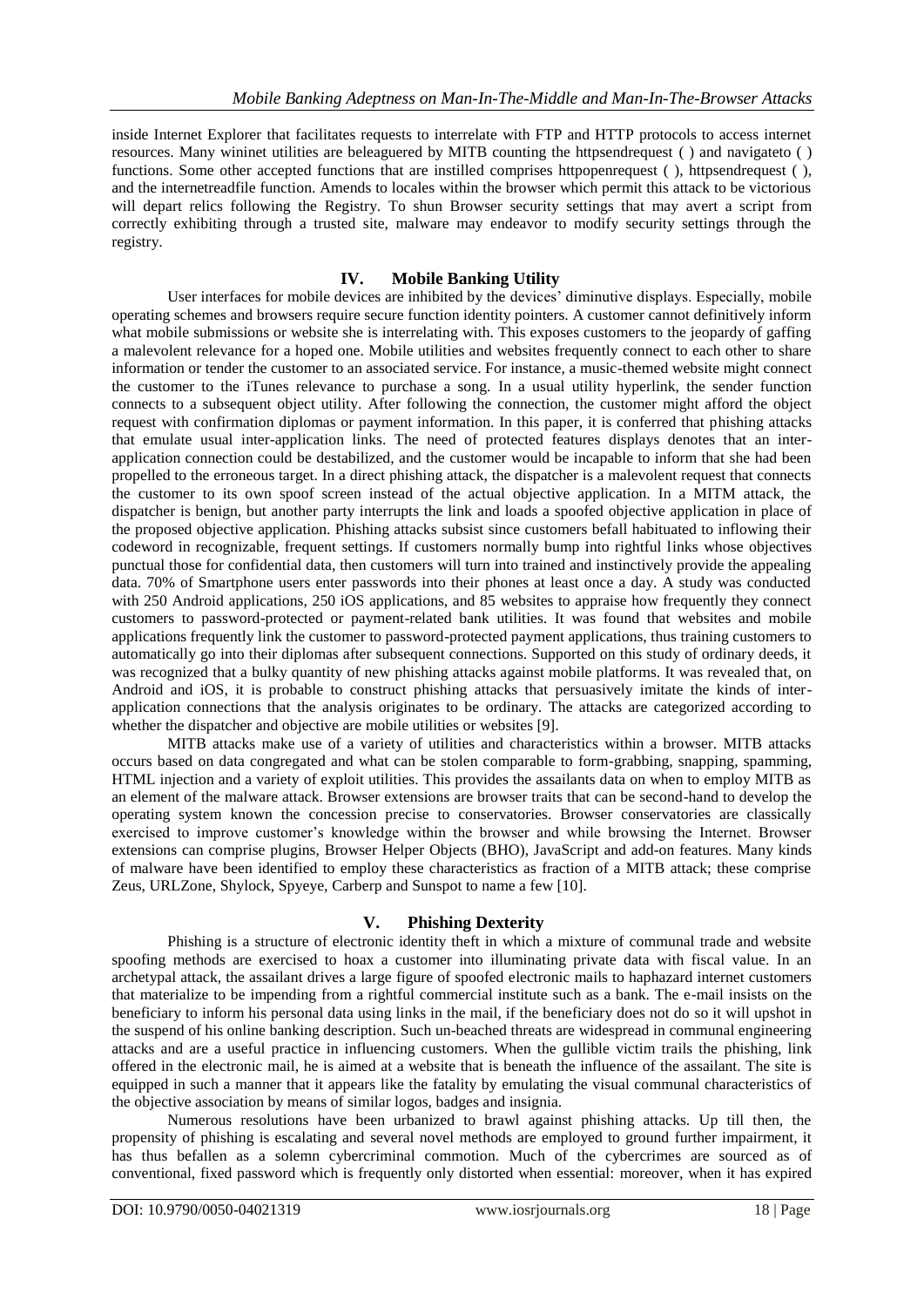inside Internet Explorer that facilitates requests to interrelate with FTP and HTTP protocols to access internet resources. Many wininet utilities are beleaguered by MITB counting the httpsendrequest ( ) and navigateto ( ) functions. Some other accepted functions that are instilled comprises httpopenrequest ( ), httpsendrequest ( ), and the internetreadfile function. Amends to locales within the browser which permit this attack to be victorious will depart relics following the Registry. To shun Browser security settings that may avert a script from correctly exhibiting through a trusted site, malware may endeavor to modify security settings through the registry.

## IV. Mobile Banking Utility

User interfaces for mobile devices are inhibited by the devices' diminutive displays. Especially, mobile operating schemes and browsers require secure function identity pointers. A customer cannot definitively inform what mobile submissions or website she is interrelating with. This exposes customers to the jeopardy of gaffing a malevolent relevance for a hoped one. Mobile utilities and websites frequently connect to each other to share information or tender the customer to an associated service. For instance, a music-themed website might connect the customer to the iTunes relevance to purchase a song. In a usual utility hyperlink, the sender function connects to a subsequent object utility. After following the connection, the customer might afford the object request with confirmation diplomas or payment information. In this paper, it is conferred that phishing attacks that emulate usual inter-application links. The need of protected features displays denotes that an inter-application connection could be destabilized, and the customer would be incapable to inform that she had been propelled to the erroneous target. In a direct phishing attack, the dispatcher is a malevolent request that connects the customer to its own spoof screen instead of the actual objective application. In a MITM attack, the dispatcher is benign, but another party interrupts the link and loads a spoofed objective application in place of the proposed objective application. Phishing attacks subsist since customers befall habituated to inflowing their codeword in recognizable, frequent settings. If customers normally bump into rightful links whose objectives punctual those for confidential data, then customers will turn into trained and instinctively provide the appealing data. 70% of Smartphone users enter passwords into their phones at least once a day. A study was conducted with 250 Android applications, 250 iOS applications, and 85 websites to appraise how frequently they connect customers to password-protected or payment-related bank utilities. It was found that websites and mobile applications frequently link the customer to password-protected payment applications, thus training customers to automatically go into their diplomas after subsequent connections. Supported on this study of ordinary deeds, it was recognized that a bulky quantity of new phishing attacks against mobile platforms. It was revealed that, on Android and iOS, it is probable to construct phishing attacks that persuasively imitate the kinds of inter-application connections that the analysis originates to be ordinary. The attacks are categorized according to whether the dispatcher and objective are mobile utilities or websites [9].

MITB attacks make use of a variety of utilities and characteristics within a browser. MITB attacks occurs based on data congregated and what can be stolen comparable to form-grabbing, snapping, spamming, HTML injection and a variety of exploit utilities. This provides the assailants data on when to employ MITB as an element of the malware attack. Browser extensions are browser traits that can be second-hand to develop the operating system known the concession precise to conservatories. Browser conservatories are classically exercised to improve customer's knowledge within the browser and while browsing the Internet. Browser extensions can comprise plugins, Browser Helper Objects (BHO), JavaScript and add-on features. Many kinds of malware have been identified to employ these characteristics as fraction of a MITB attack; these comprise Zeus, URLZone, Shylock, Spyeye, Carberp and Sunspot to name a few [10].

## V. Phishing Dexterity

Phishing is a structure of electronic identity theft in which a mixture of communal trade and website spoofing methods are exercised to hoax a customer into illuminating private data with fiscal value. In an archetypal attack, the assailant drives a large figure of spoofed electronic mails to haphazard internet customers that materialize to be impending from a rightful commercial institute such as a bank. The e-mail insists on the beneficiary to inform his personal data using links in the mail, if the beneficiary does not do so it will upshot in the suspend of his online banking description. Such un-beached threats are widespread in communal engineering attacks and are a useful practice in influencing customers. When the gullible victim trails the phishing, link offered in the electronic mail, he is aimed at a website that is beneath the influence of the assailant. The site is equipped in such a manner that it appears like the fatality by emulating the visual communal characteristics of the objective association by means of similar logos, badges and insignia.

Numerous resolutions have been urbanized to brawl against phishing attacks. Up till then, the propensity of phishing is escalating and several novel methods are employed to ground further impairment, it has thus befallen as a solemn cybercriminal commotion. Much of the cybercrimes are sourced as of conventional, fixed password which is frequently only distorted when essential: moreover, when it has expired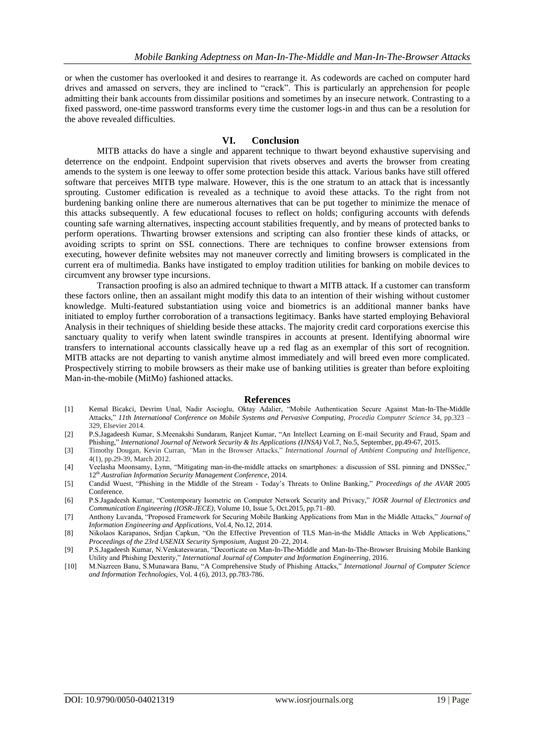or when the customer has overlooked it and desires to rearrange it. As codewords are cached on computer hard drives and amassed on servers, they are inclined to "crack". This is particularly an apprehension for people admitting their bank accounts from dissimilar positions and sometimes by an insecure network. Contrasting to a fixed password, one-time password transforms every time the customer logs-in and thus can be a resolution for the above revealed difficulties.

## VI. Conclusion

MITB attacks do have a single and apparent technique to thwart beyond exhaustive supervising and deterrence on the endpoint. Endpoint supervision that rivets observes and averts the browser from creating amends to the system is one leeway to offer some protection beside this attack. Various banks have still offered software that perceives MITB type malware. However, this is the one stratum to an attack that is incessantly sprouting. Customer edification is revealed as a technique to avoid these attacks. To the right from not burdening banking online there are numerous alternatives that can be put together to minimize the menace of this attacks subsequently. A few educational focuses to reflect on holds; configuring accounts with defends counting safe warning alternatives, inspecting account stabilities frequently, and by means of protected banks to perform operations. Thwarting browser extensions and scripting can also frontier these kinds of attacks, or avoiding scripts to sprint on SSL connections. There are techniques to confine browser extensions from executing, however definite websites may not maneuver correctly and limiting browsers is complicated in the current era of multimedia. Banks have instigated to employ tradition utilities for banking on mobile devices to circumvent any browser type incursions.

Transaction proofing is also an admired technique to thwart a MITB attack. If a customer can transform these factors online, then an assailant might modify this data to an intention of their wishing without customer knowledge. Multi-featured substantiation using voice and biometrics is an additional manner banks have initiated to employ further corroboration of a transactions legitimacy. Banks have started employing Behavioral Analysis in their techniques of shielding beside these attacks. The majority credit card corporations exercise this sanctuary quality to verify when latent swindle transpires in accounts at present. Identifying abnormal wire transfers to international accounts classically heave up a red flag as an exemplar of this sort of recognition. MITB attacks are not departing to vanish anytime almost immediately and will breed even more complicated. Prospectively stirring to mobile browsers as their make use of banking utilities is greater than before exploiting Man-in-the-mobile (MitMo) fashioned attacks.

## References

[1] Kemal Bicakci, Devrim Unal, Nadir Ascioglu, Oktay Adalier, "Mobile Authentication Secure Against Man-In-The-Middle Attacks," *11th International Conference on Mobile Systems and Pervasive Computing, Procedia Computer Science* 34, pp.323 – 329, Elsevier 2014.

[2] P.S.Jagadeesh Kumar, S.Meenakshi Sundaram, Ranjeet Kumar, "An Intellect Learning on E-mail Security and Fraud, Spam and Phishing," *International Journal of Network Security & Its Applications (IJNSA)* Vol.7, No.5, September, pp.49-67, 2015.

[3] Timothy Dougan, Kevin Curran, "Man in the Browser Attacks," *International Journal of Ambient Computing and Intelligence*, 4(1), pp.29-39, March 2012.

[4] Veelasha Moonsamy, Lynn, "Mitigating man-in-the-middle attacks on smartphones: a discussion of SSL pinning and DNSSec," 12th *Australian Information Security Management Conference*, 2014.

[5] Candid Wuest, "Phishing in the Middle of the Stream - Today's Threats to Online Banking," *Proceedings of the AVAR* 2005 Conference.

[6] P.S.Jagadeesh Kumar, "Contemporary Isometric on Computer Network Security and Privacy," *IOSR Journal of Electronics and Communication Engineering (IOSR-JECE)*, Volume 10, Issue 5, Oct.2015, pp.71–80.

[7] Anthony Luvanda, "Proposed Framework for Securing Mobile Banking Applications from Man in the Middle Attacks," *Journal of Information Engineering and Applications*, Vol.4, No.12, 2014.

[8] Nikolaos Karapanos, Srdjan Capkun, "On the Effective Prevention of TLS Man-in-the Middle Attacks in Web Applications," *Proceedings of the 23rd USENIX Security Symposium*, August 20–22, 2014.

[9] P.S.Jagadeesh Kumar, N.Venkateswaran, "Decorticate on Man-In-The-Middle and Man-In-The-Browser Bruising Mobile Banking Utility and Phishing Dexterity," *International Journal of Computer and Information Engineering*, 2016.

[10] M.Nazreen Banu, S.Munawara Banu, "A Comprehensive Study of Phishing Attacks," *International Journal of Computer Science and Information Technologies*, Vol. 4 (6), 2013, pp.783-786.